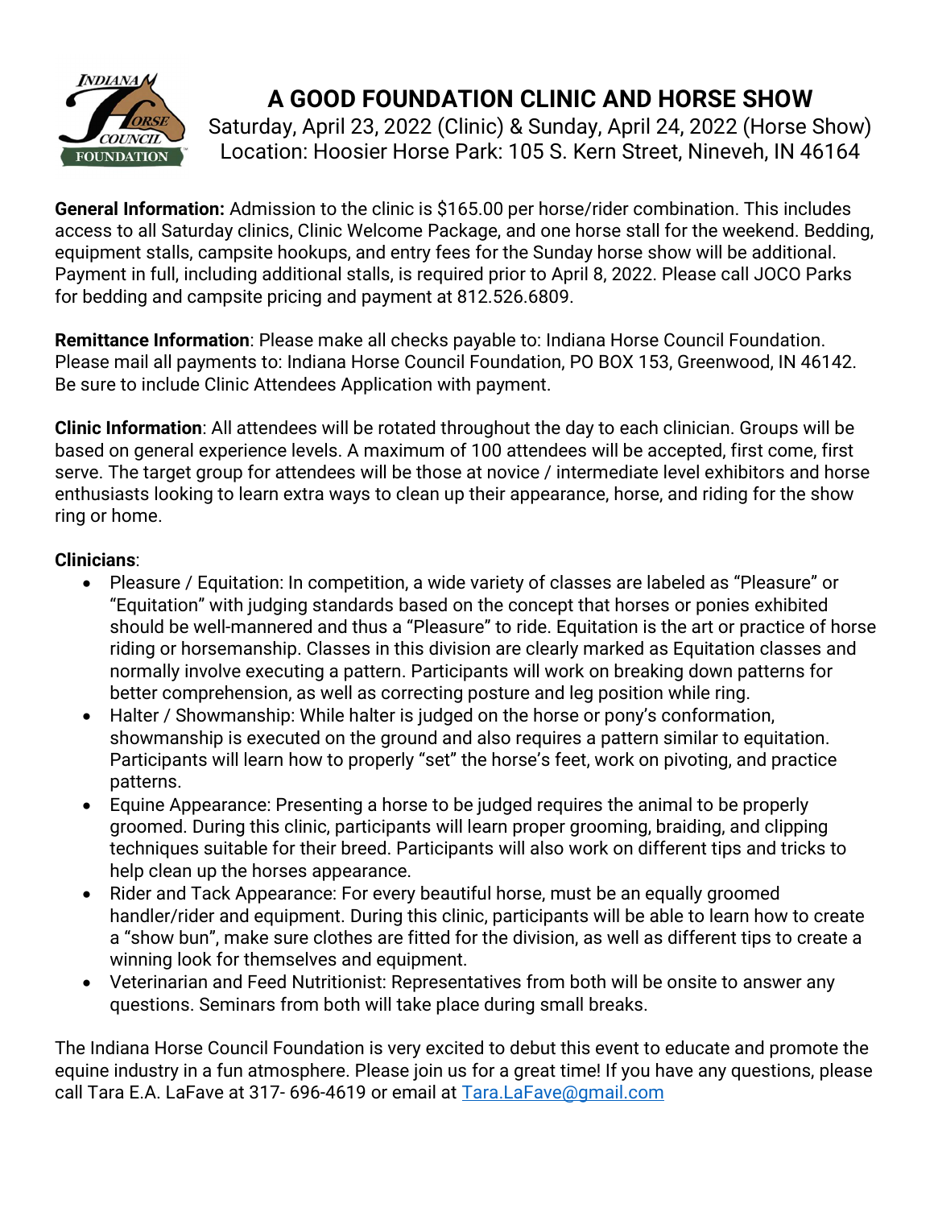# A GOOD FOUNDATION CLINIC AND HORSE SHOW

Saturday, April 23, 2022 (Clinic) & Sunday, April 24, 2022 (Horse Show)
Location: Hoosier Horse Park: 105 S. Kern Street, Nineveh, IN 46164

**General Information:** Admission to the clinic is $165.00 per horse/rider combination. This includes access to all Saturday clinics, Clinic Welcome Package, and one horse stall for the weekend. Bedding, equipment stalls, campsite hookups, and entry fees for the Sunday horse show will be additional. Payment in full, including additional stalls, is required prior to April 8, 2022. Please call JOCO Parks for bedding and campsite pricing and payment at 812.526.6809.

**Remittance Information**: Please make all checks payable to: Indiana Horse Council Foundation. Please mail all payments to: Indiana Horse Council Foundation, PO BOX 153, Greenwood, IN 46142. Be sure to include Clinic Attendees Application with payment.

**Clinic Information**: All attendees will be rotated throughout the day to each clinician. Groups will be based on general experience levels. A maximum of 100 attendees will be accepted, first come, first serve. The target group for attendees will be those at novice / intermediate level exhibitors and horse enthusiasts looking to learn extra ways to clean up their appearance, horse, and riding for the show ring or home.

**Clinicians**:

- Pleasure / Equitation: In competition, a wide variety of classes are labeled as "Pleasure" or "Equitation" with judging standards based on the concept that horses or ponies exhibited should be well-mannered and thus a "Pleasure" to ride. Equitation is the art or practice of horse riding or horsemanship. Classes in this division are clearly marked as Equitation classes and normally involve executing a pattern. Participants will work on breaking down patterns for better comprehension, as well as correcting posture and leg position while ring.
- Halter / Showmanship: While halter is judged on the horse or pony's conformation, showmanship is executed on the ground and also requires a pattern similar to equitation. Participants will learn how to properly "set" the horse's feet, work on pivoting, and practice patterns.
- Equine Appearance: Presenting a horse to be judged requires the animal to be properly groomed. During this clinic, participants will learn proper grooming, braiding, and clipping techniques suitable for their breed. Participants will also work on different tips and tricks to help clean up the horses appearance.
- Rider and Tack Appearance: For every beautiful horse, must be an equally groomed handler/rider and equipment. During this clinic, participants will be able to learn how to create a "show bun", make sure clothes are fitted for the division, as well as different tips to create a winning look for themselves and equipment.
- Veterinarian and Feed Nutritionist: Representatives from both will be onsite to answer any questions. Seminars from both will take place during small breaks.

The Indiana Horse Council Foundation is very excited to debut this event to educate and promote the equine industry in a fun atmosphere. Please join us for a great time! If you have any questions, please call Tara E.A. LaFave at 317- 696-4619 or email at Tara.LaFave@gmail.com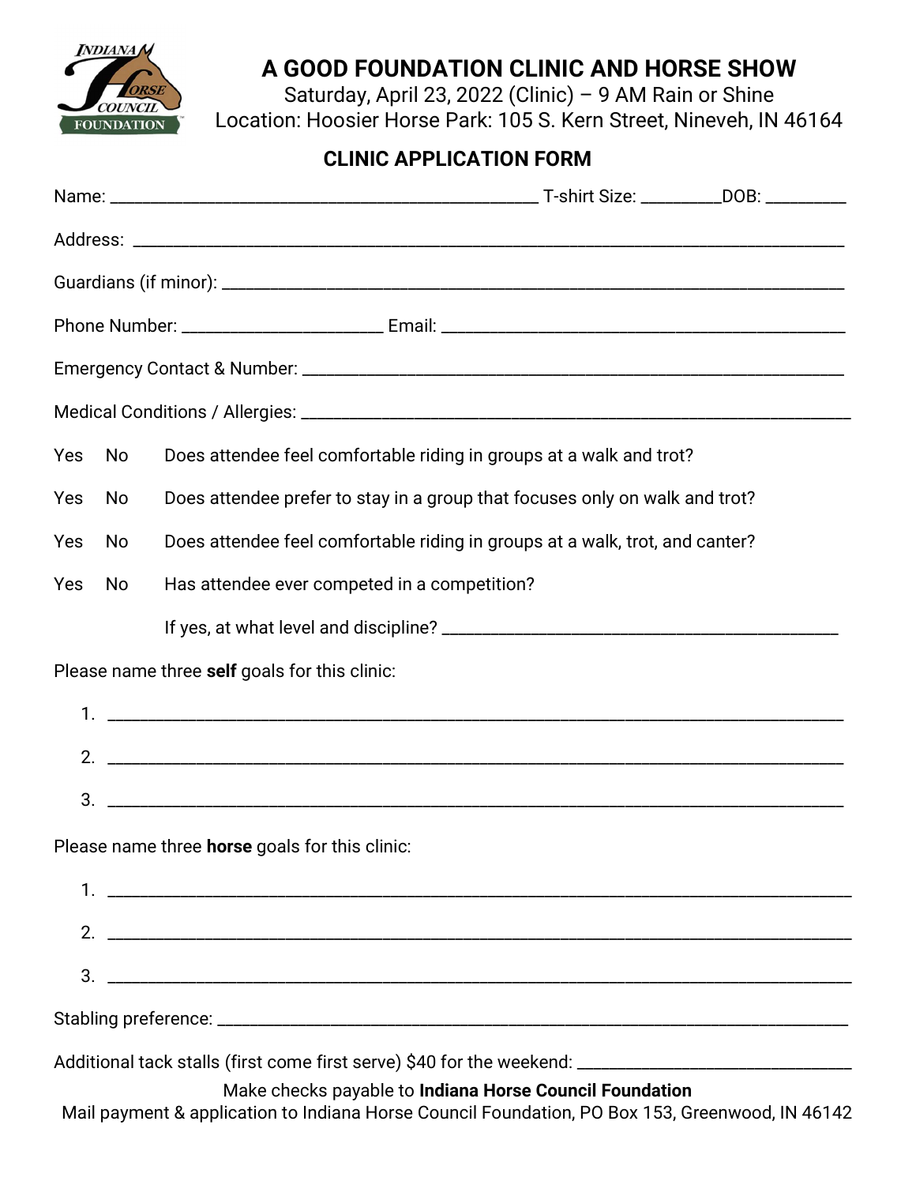# A GOOD FOUNDATION CLINIC AND HORSE SHOW

Saturday, April 23, 2022 (Clinic) – 9 AM Rain or Shine

Location: Hoosier Horse Park: 105 S. Kern Street, Nineveh, IN 46164

## CLINIC APPLICATION FORM

Name: ______________________________________________ T-shirt Size: _________DOB: _________

Address: ____________________________________________________________________________

Guardians (if minor): ________________________________________________________________

Phone Number: ______________________ Email: ____________________________________________

Emergency Contact & Number: ___________________________________________________________

Medical Conditions / Allergies: ___________________________________________________________

Yes No Does attendee feel comfortable riding in groups at a walk and trot?

Yes No Does attendee prefer to stay in a group that focuses only on walk and trot?

Yes No Does attendee feel comfortable riding in groups at a walk, trot, and canter?

Yes No Has attendee ever competed in a competition?

If yes, at what level and discipline? ____________________________________________

Please name three **self** goals for this clinic:

1. ________________________________________________________________________________
2. ________________________________________________________________________________
3. ________________________________________________________________________________

Please name three **horse** goals for this clinic:

1. ________________________________________________________________________________
2. ________________________________________________________________________________
3. ________________________________________________________________________________

Stabling preference: __________________________________________________________________

Additional tack stalls (first come first serve) $40 for the weekend: ____________________________

Make checks payable to **Indiana Horse Council Foundation**

Mail payment & application to Indiana Horse Council Foundation, PO Box 153, Greenwood, IN 46142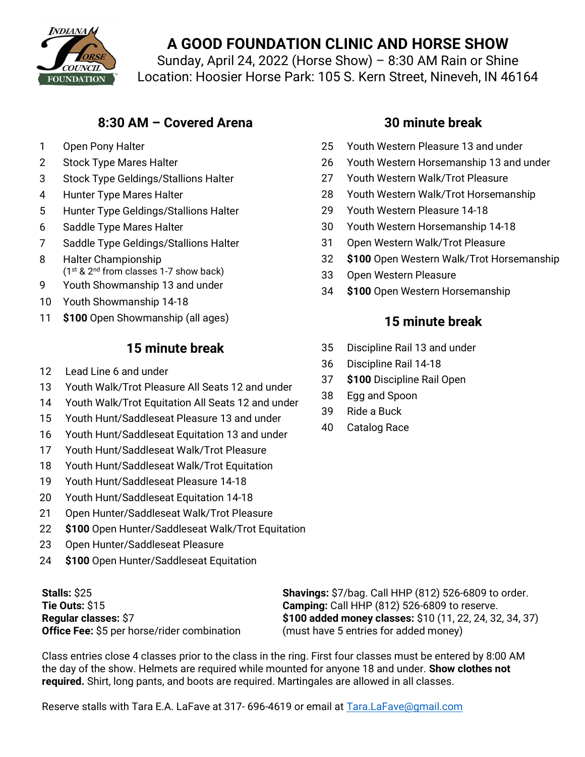# A GOOD FOUNDATION CLINIC AND HORSE SHOW

Sunday, April 24, 2022 (Horse Show) – 8:30 AM Rain or Shine
Location: Hoosier Horse Park: 105 S. Kern Street, Nineveh, IN 46164

## 8:30 AM – Covered Arena

1 Open Pony Halter
2 Stock Type Mares Halter
3 Stock Type Geldings/Stallions Halter
4 Hunter Type Mares Halter
5 Hunter Type Geldings/Stallions Halter
6 Saddle Type Mares Halter
7 Saddle Type Geldings/Stallions Halter
8 Halter Championship
(1st & 2nd from classes 1-7 show back)
9 Youth Showmanship 13 and under
10 Youth Showmanship 14-18
11 **$100** Open Showmanship (all ages)

## 15 minute break

12 Lead Line 6 and under
13 Youth Walk/Trot Pleasure All Seats 12 and under
14 Youth Walk/Trot Equitation All Seats 12 and under
15 Youth Hunt/Saddleseat Pleasure 13 and under
16 Youth Hunt/Saddleseat Equitation 13 and under
17 Youth Hunt/Saddleseat Walk/Trot Pleasure
18 Youth Hunt/Saddleseat Walk/Trot Equitation
19 Youth Hunt/Saddleseat Pleasure 14-18
20 Youth Hunt/Saddleseat Equitation 14-18
21 Open Hunter/Saddleseat Walk/Trot Pleasure
22 **$100** Open Hunter/Saddleseat Walk/Trot Equitation
23 Open Hunter/Saddleseat Pleasure
24 **$100** Open Hunter/Saddleseat Equitation

## 30 minute break

25 Youth Western Pleasure 13 and under
26 Youth Western Horsemanship 13 and under
27 Youth Western Walk/Trot Pleasure
28 Youth Western Walk/Trot Horsemanship
29 Youth Western Pleasure 14-18
30 Youth Western Horsemanship 14-18
31 Open Western Walk/Trot Pleasure
32 **$100** Open Western Walk/Trot Horsemanship
33 Open Western Pleasure
34 **$100** Open Western Horsemanship

## 15 minute break

35 Discipline Rail 13 and under
36 Discipline Rail 14-18
37 **$100** Discipline Rail Open
38 Egg and Spoon
39 Ride a Buck
40 Catalog Race

**Stalls:** $25
**Tie Outs:** $15
**Regular classes:** $7
**Office Fee:** $5 per horse/rider combination

**Shavings:** $7/bag. Call HHP (812) 526-6809 to order.
**Camping:** Call HHP (812) 526-6809 to reserve.
**$100 added money classes:** $10 (11, 22, 24, 32, 34, 37)
(must have 5 entries for added money)

Class entries close 4 classes prior to the class in the ring. First four classes must be entered by 8:00 AM the day of the show. Helmets are required while mounted for anyone 18 and under. **Show clothes not required.** Shirt, long pants, and boots are required. Martingales are allowed in all classes.

Reserve stalls with Tara E.A. LaFave at 317- 696-4619 or email at Tara.LaFave@gmail.com